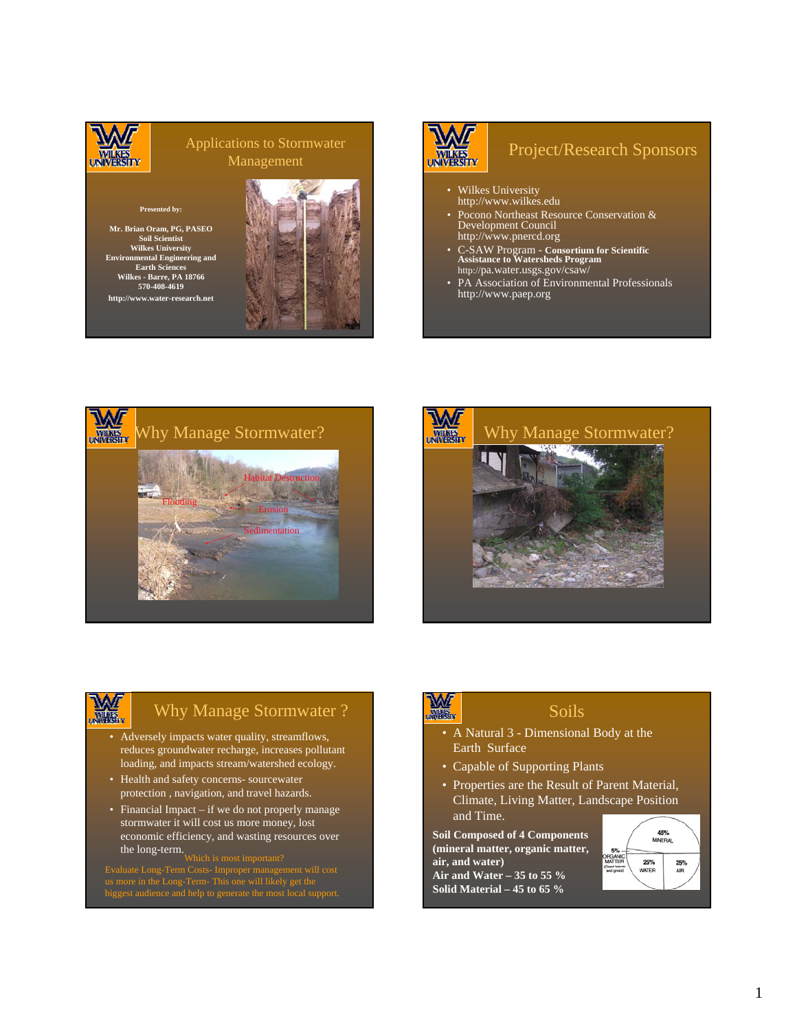## Applications to Stormwater Management

Presented by:

Mr. Brian Oram, PG, PASEO
Soil Scientist
Wilkes University
Environmental Engineering and Earth Sciences
Wilkes - Barre, PA 18766
570-408-4619
http://www.water-research.net

## Project/Research Sponsors

- Wilkes University
  http://www.wilkes.edu
- Pocono Northeast Resource Conservation & Development Council
  http://www.pnercd.org
- C-SAW Program - **Consortium for Scientific Assistance to Watersheds Program**
  http://pa.water.usgs.gov/csaw/
- PA Association of Environmental Professionals
  http://www.paep.org

## Why Manage Stormwater?

Habitat Destruction
Flooding
Erosion
Sedimentation

## Why Manage Stormwater?

## Why Manage Stormwater ?

- Adversely impacts water quality, streamflows, reduces groundwater recharge, increases pollutant loading, and impacts stream/watershed ecology.
- Health and safety concerns- sourcewater protection , navigation, and travel hazards.
- Financial Impact – if we do not properly manage stormwater it will cost us more money, lost economic efficiency, and wasting resources over the long-term.

Which is most important?
Evaluate Long-Term Costs- Improper management will cost us more in the Long-Term- This one will likely get the biggest audience and help to generate the most local support.

## Soils

- A Natural 3 - Dimensional Body at the Earth Surface
- Capable of Supporting Plants
- Properties are the Result of Parent Material, Climate, Living Matter, Landscape Position and Time.

**Soil Composed of 4 Components (mineral matter, organic matter, air, and water)**
**Air and Water – 35 to 55 %**
**Solid Material – 45 to 65 %**

45% MINERAL
5% ORGANIC MATTER (Dead leaves and grass)
25% WATER
25% AIR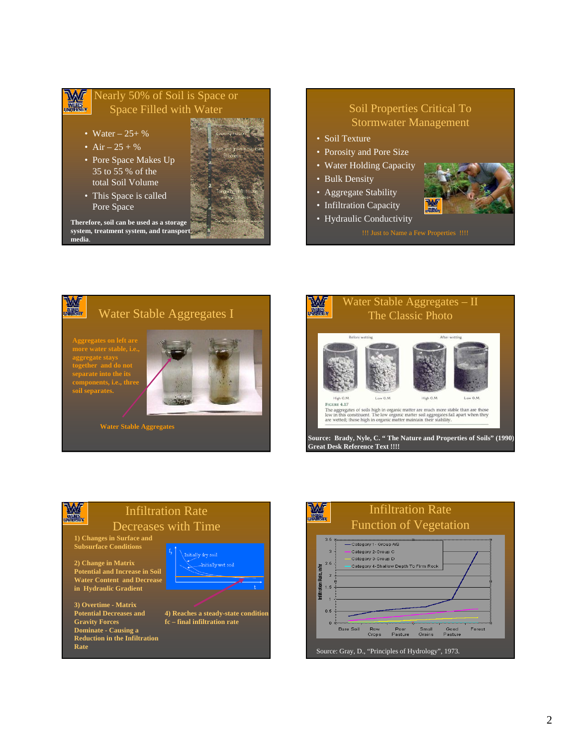## Nearly 50% of Soil is Space or Space Filled with Water

- Water – 25+ %
- Air – 25 + %
- Pore Space Makes Up 35 to 55 % of the total Soil Volume
- This Space is called Pore Space

**Therefore, soil can be used as a storage system, treatment system, and transport media.**

## Soil Properties Critical To Stormwater Management

- Soil Texture
- Porosity and Pore Size
- Water Holding Capacity
- Bulk Density
- Aggregate Stability
- Infiltration Capacity
- Hydraulic Conductivity

!!! Just to Name a Few Properties !!!!

## Water Stable Aggregates I

**Aggregates on left are more water stable, i.e., aggregate stays together and do not separate into the its components, i.e., three soil separates.**

**Water Stable Aggregates**

## Water Stable Aggregates – II The Classic Photo

Before wetting — After wetting

High O.M. — Low O.M. — High O.M. — Low O.M.

FIGURE 4.17
The aggregates of soils high in organic matter are much more stable than are those low in this constituent. The low organic matter soil aggregates fall apart when they are wetted; those high in organic matter maintain their stability.

**Source: Brady, Nyle, C. " The Nature and Properties of Soils" (1990) Great Desk Reference Text !!!!**

## Infiltration Rate Decreases with Time

**1) Changes in Surface and Subsurface Conditions**

**2) Change in Matrix Potential and Increase in Soil Water Content and Decrease in Hydraulic Gradient**

**3) Overtime - Matrix Potential Decreases and Gravity Forces Dominate - Causing a Reduction in the Infiltration Rate**

**4) Reaches a steady-state condition fc – final infiltration rate**

## Infiltration Rate Function of Vegetation

Source: Gray, D., "Principles of Hydrology", 1973.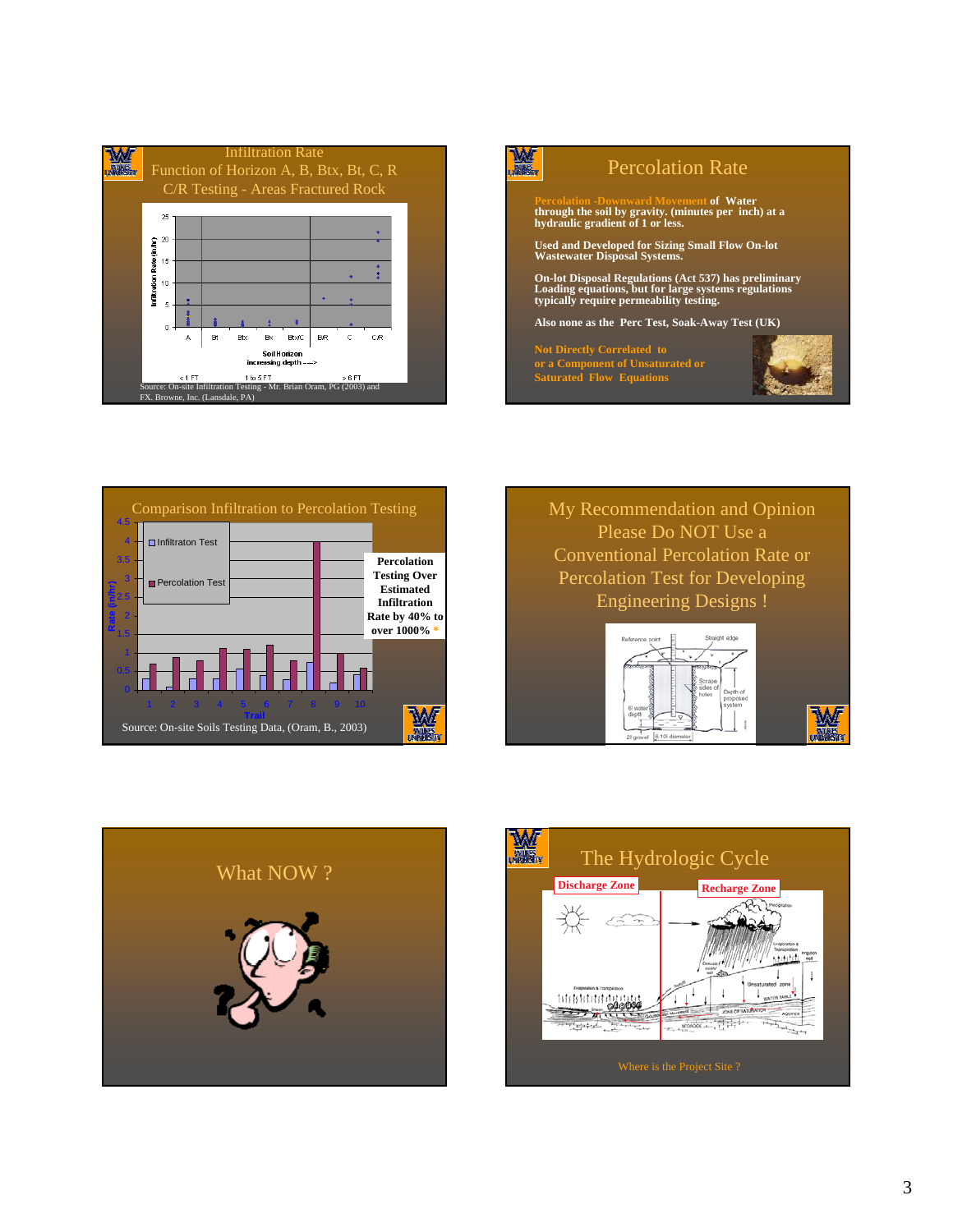## Infiltration Rate Function of Horizon A, B, Btx, Bt, C, R C/R Testing - Areas Fractured Rock

Source: On-site Infiltration Testing - Mr. Brian Oram, PG (2003) and FX. Browne, Inc. (Lansdale, PA)

## Percolation Rate

**Percolation -Downward Movement of Water through the soil by gravity. (minutes per inch) at a hydraulic gradient of 1 or less.**

**Used and Developed for Sizing Small Flow On-lot Wastewater Disposal Systems.**

**On-lot Disposal Regulations (Act 537) has preliminary Loading equations, but for large systems regulations typically require permeability testing.**

**Also none as the Perc Test, Soak-Away Test (UK)**

**Not Directly Correlated to or a Component of Unsaturated or Saturated Flow Equations**

## Comparison Infiltration to Percolation Testing

**Percolation Testing Over Estimated Infiltration Rate by 40% to over 1000%** *

Source: On-site Soils Testing Data, (Oram, B., 2003)

## My Recommendation and Opinion Please Do NOT Use a Conventional Percolation Rate or Percolation Test for Developing Engineering Designs !

## What NOW ?

## The Hydrologic Cycle

Discharge Zone | Recharge Zone

Where is the Project Site ?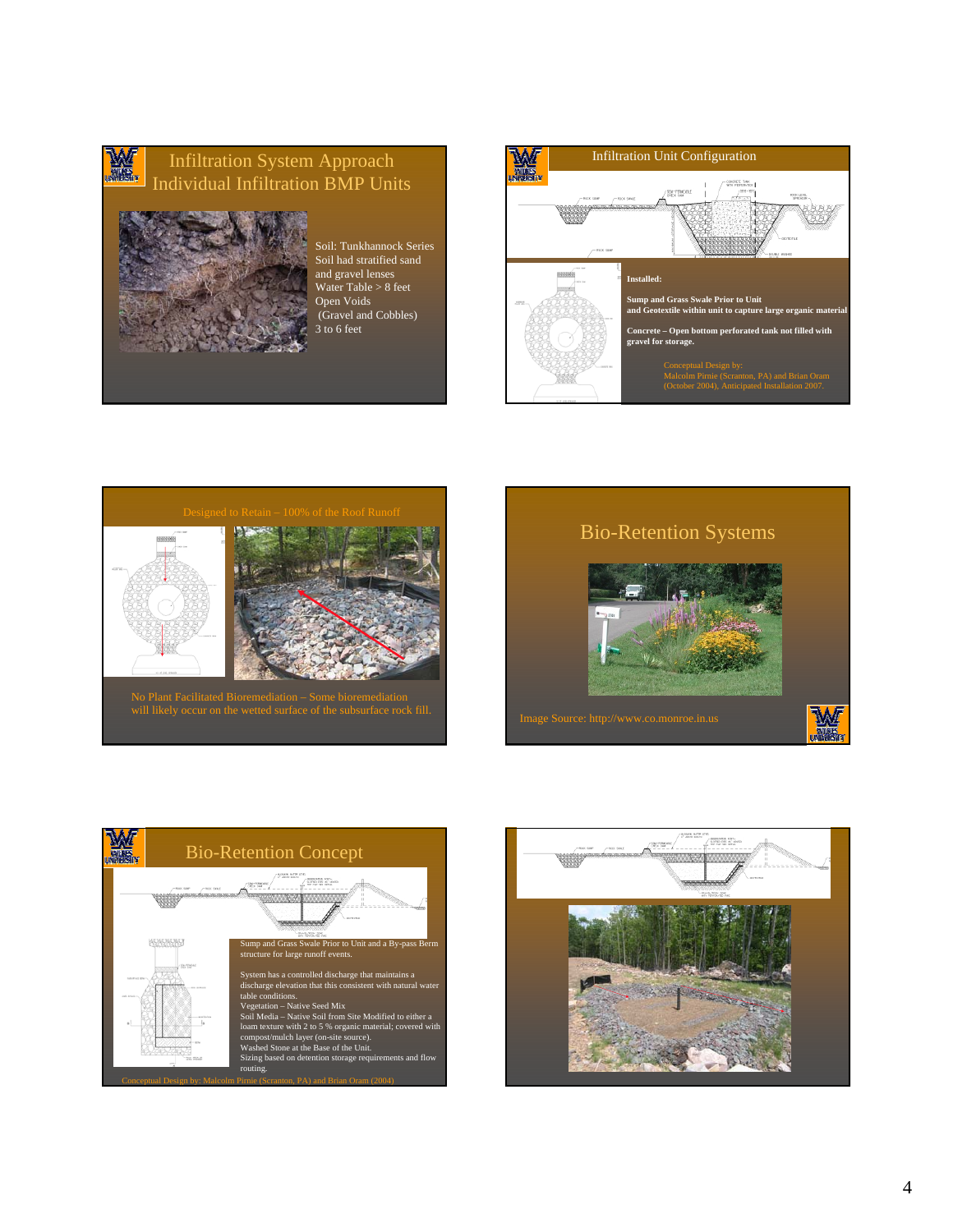## Infiltration System Approach
## Individual Infiltration BMP Units

Soil: Tunkhannock Series
Soil had stratified sand and gravel lenses
Water Table > 8 feet
Open Voids
(Gravel and Cobbles)
3 to 6 feet

## Infiltration Unit Configuration

**Installed:**

**Sump and Grass Swale Prior to Unit and Geotextile within unit to capture large organic material**

**Concrete – Open bottom perforated tank not filled with gravel for storage.**

Conceptual Design by:
Malcolm Pirnie (Scranton, PA) and Brian Oram (October 2004), Anticipated Installation 2007.

---

Designed to Retain – 100% of the Roof Runoff

No Plant Facilitated Bioremediation – Some bioremediation will likely occur on the wetted surface of the subsurface rock fill.

## Bio-Retention Systems

Image Source: http://www.co.monroe.in.us

## Bio-Retention Concept

Sump and Grass Swale Prior to Unit and a By-pass Berm structure for large runoff events.

System has a controlled discharge that maintains a discharge elevation that this consistent with natural water table conditions.
Vegetation – Native Seed Mix
Soil Media – Native Soil from Site Modified to either a loam texture with 2 to 5 % organic material; covered with compost/mulch layer (on-site source).
Washed Stone at the Base of the Unit.
Sizing based on detention storage requirements and flow routing.

Conceptual Design by: Malcolm Pirnie (Scranton, PA) and Brian Oram (2004)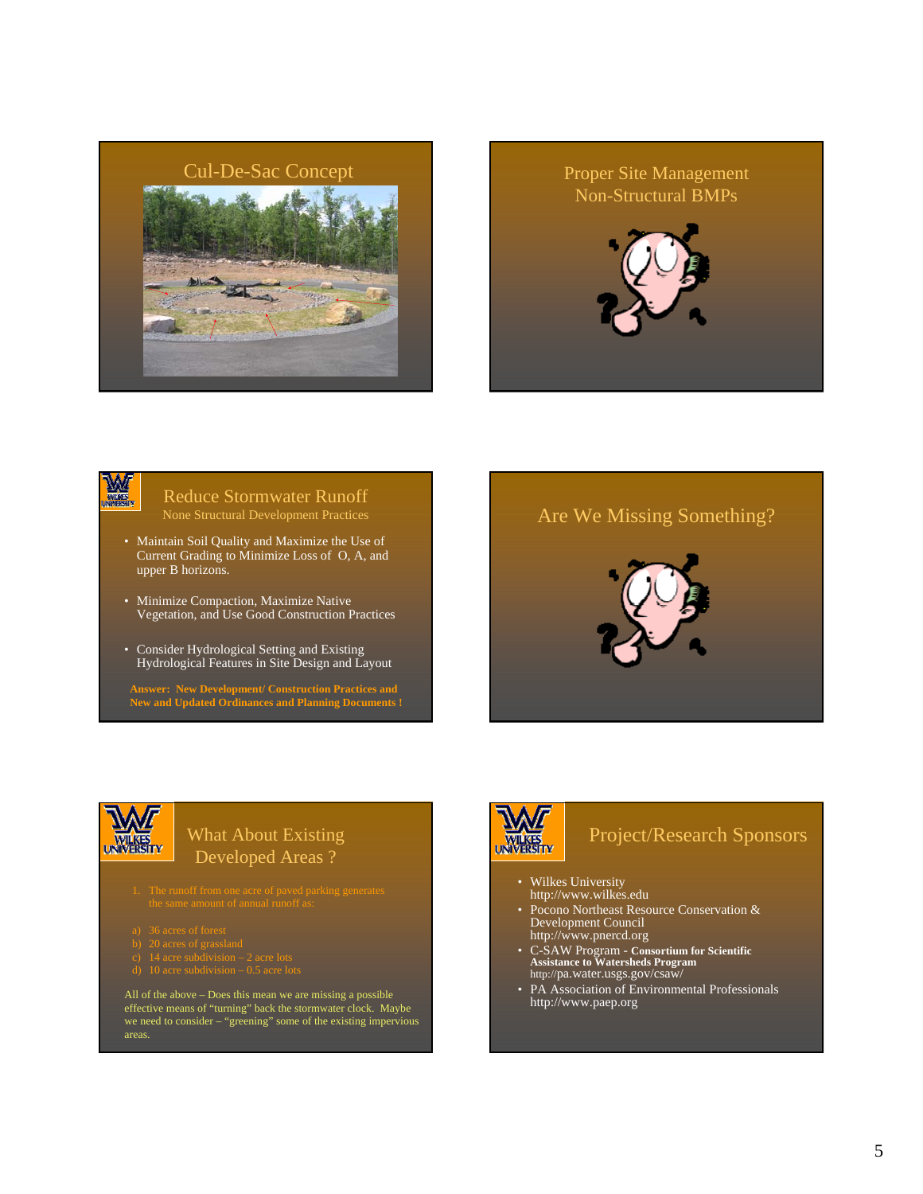## Cul-De-Sac Concept

## Proper Site Management Non-Structural BMPs

## Reduce Stormwater Runoff

None Structural Development Practices

- Maintain Soil Quality and Maximize the Use of Current Grading to Minimize Loss of O, A, and upper B horizons.
- Minimize Compaction, Maximize Native Vegetation, and Use Good Construction Practices
- Consider Hydrological Setting and Existing Hydrological Features in Site Design and Layout

**Answer: New Development/ Construction Practices and New and Updated Ordinances and Planning Documents !**

## Are We Missing Something?

## What About Existing Developed Areas ?

1. The runoff from one acre of paved parking generates the same amount of annual runoff as:

a) 36 acres of forest
b) 20 acres of grassland
c) 14 acre subdivision – 2 acre lots
d) 10 acre subdivision – 0.5 acre lots

All of the above – Does this mean we are missing a possible effective means of “turning” back the stormwater clock. Maybe we need to consider – “greening” some of the existing impervious areas.

## Project/Research Sponsors

- Wilkes University
  http://www.wilkes.edu
- Pocono Northeast Resource Conservation & Development Council
  http://www.pnercd.org
- C-SAW Program - **Consortium for Scientific Assistance to Watersheds Program**
  http://pa.water.usgs.gov/csaw/
- PA Association of Environmental Professionals
  http://www.paep.org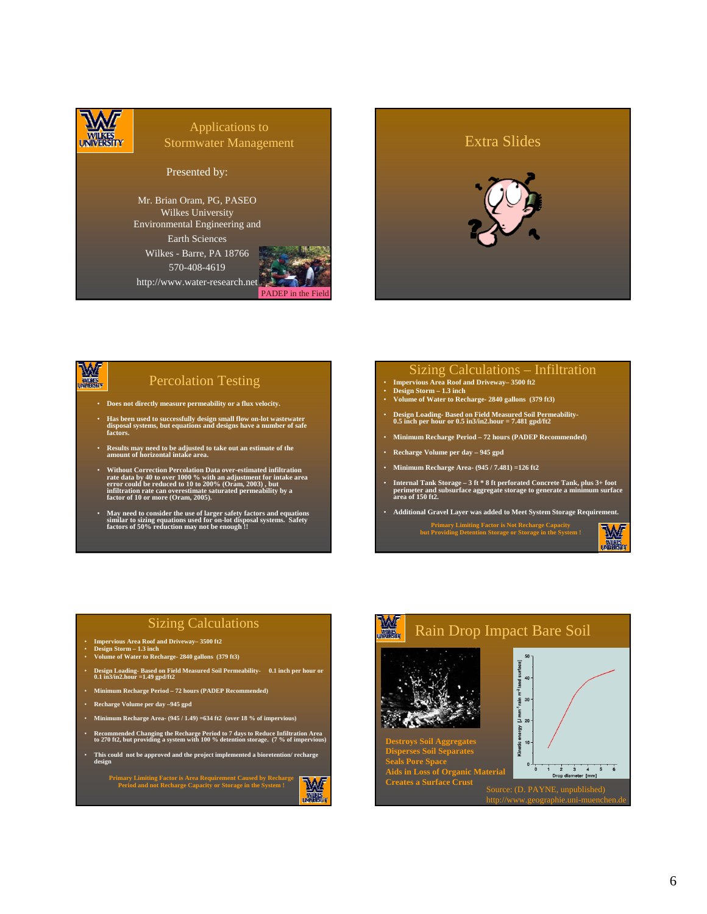## Applications to Stormwater Management

Presented by:

Mr. Brian Oram, PG, PASEO
Wilkes University
Environmental Engineering and Earth Sciences
Wilkes - Barre, PA 18766
570-408-4619
http://www.water-research.net

PADEP in the Field

## Extra Slides

## Percolation Testing

- **Does not directly measure permeability or a flux velocity.**
- **Has been used to successfully design small flow on-lot wastewater disposal systems, but equations and designs have a number of safe factors.**
- **Results may need to be adjusted to take out an estimate of the amount of horizontal intake area.**
- **Without Correction Percolation Data over-estimated infiltration rate data by 40 to over 1000 % with an adjustment for intake area error could be reduced to 10 to 200% (Oram, 2003) , but infiltration rate can overestimate saturated permeability by a factor of 10 or more (Oram, 2005).**
- **May need to consider the use of larger safety factors and equations similar to sizing equations used for on-lot disposal systems. Safety factors of 50% reduction may not be enough !!**

## Sizing Calculations – Infiltration

- **Impervious Area Roof and Driveway– 3500 ft2**
- **Design Storm – 1.3 inch**
- **Volume of Water to Recharge- 2840 gallons (379 ft3)**
- **Design Loading- Based on Field Measured Soil Permeability- 0.5 inch per hour or 0.5 in3/in2.hour = 7.481 gpd/ft2**
- **Minimum Recharge Period – 72 hours (PADEP Recommended)**
- **Recharge Volume per day – 945 gpd**
- **Minimum Recharge Area- (945 / 7.481) =126 ft2**
- **Internal Tank Storage – 3 ft * 8 ft perforated Concrete Tank, plus 3+ foot perimeter and subsurface aggregate storage to generate a minimum surface area of 150 ft2.**
- **Additional Gravel Layer was added to Meet System Storage Requirement.**

**Primary Limiting Factor is Not Recharge Capacity but Providing Detention Storage or Storage in the System !**

## Sizing Calculations

- **Impervious Area Roof and Driveway– 3500 ft2**
- **Design Storm – 1.3 inch**
- **Volume of Water to Recharge- 2840 gallons (379 ft3)**
- **Design Loading- Based on Field Measured Soil Permeability- 0.1 inch per hour or 0.1 in3/in2.hour =1.49 gpd/ft2**
- **Minimum Recharge Period – 72 hours (PADEP Recommended)**
- **Recharge Volume per day –945 gpd**
- **Minimum Recharge Area- (945 / 1.49) =634 ft2 (over 18 % of impervious)**
- **Recommended Changing the Recharge Period to 7 days to Reduce Infiltration Area to 270 ft2, but providing a system with 100 % detention storage. (7 % of impervious)**
- **This could not be approved and the project implemented a bioretention/ recharge design**

**Primary Limiting Factor is Area Requirement Caused by Recharge Period and not Recharge Capacity or Storage in the System !**

## Rain Drop Impact Bare Soil

**Destroys Soil Aggregates**
**Disperses Soil Separates**
**Seals Pore Space**
**Aids in Loss of Organic Material**
**Creates a Surface Crust**

Source: (D. PAYNE, unpublished)
http://www.geographie.uni-muenchen.de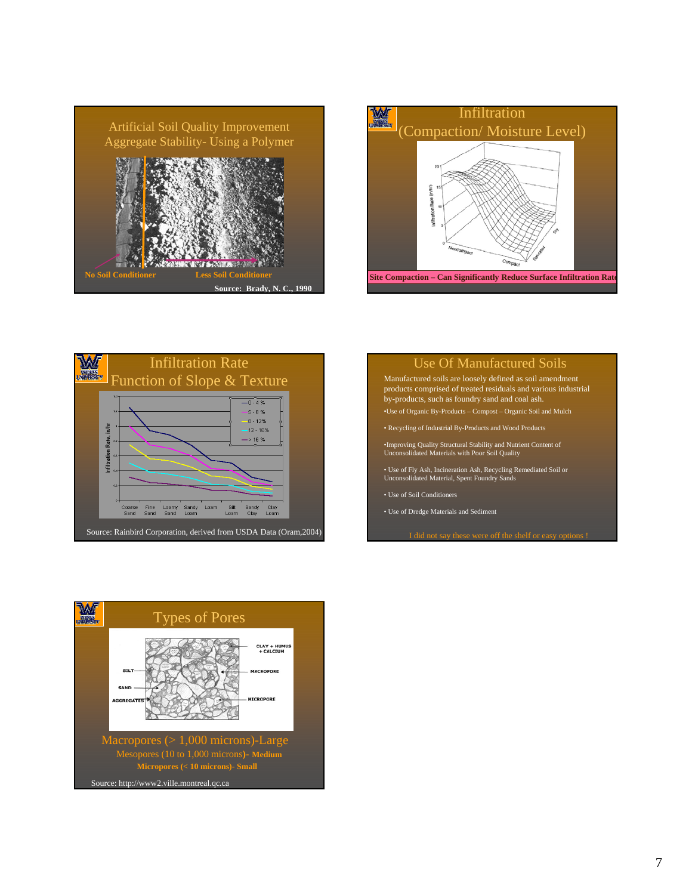## Artificial Soil Quality Improvement
## Aggregate Stability- Using a Polymer

No Soil Conditioner

Less Soil Conditioner

Source: Brady, N. C., 1990

## Infiltration (Compaction/ Moisture Level)

Infiltration Rate (in/hr)

20

15

10

5

0

Noncompact

Compact

Saturated

Dry

Site Compaction – Can Significantly Reduce Surface Infiltration Rate

## Infiltration Rate Function of Slope & Texture

Infiltration Rate, in/hr

1.6

1.4

1.2

1

0.8

0.6

0.4

0.2

0

0 - 4 %

5 - 8 %

8 - 12%

12 - 16%

> 16 %

Coarse Sand

Fine Sand

Loamy Sand

Sandy Loam

Loam

Silt Loam

Sandy Clay

Clay Loam

Source: Rainbird Corporation, derived from USDA Data (Oram,2004)

## Use Of Manufactured Soils

Manufactured soils are loosely defined as soil amendment products comprised of treated residuals and various industrial by-products, such as foundry sand and coal ash.

- Use of Organic By-Products – Compost – Organic Soil and Mulch
- Recycling of Industrial By-Products and Wood Products
- Improving Quality Structural Stability and Nutrient Content of Unconsolidated Materials with Poor Soil Quality
- Use of Fly Ash, Incineration Ash, Recycling Remediated Soil or Unconsolidated Material, Spent Foundry Sands
- Use of Soil Conditioners
- Use of Dredge Materials and Sediment

I did not say these were off the shelf or easy options !

## Types of Pores

CLAY + HUMUS + CALCIUM

SILT

MACROPORE

SAND

AGGREGATES

MICROPORE

Macropores (> 1,000 microns)-Large

Mesopores (10 to 1,000 microns)- **Medium**

**Micropores (< 10 microns)- Small**

Source: http://www2.ville.montreal.qc.ca